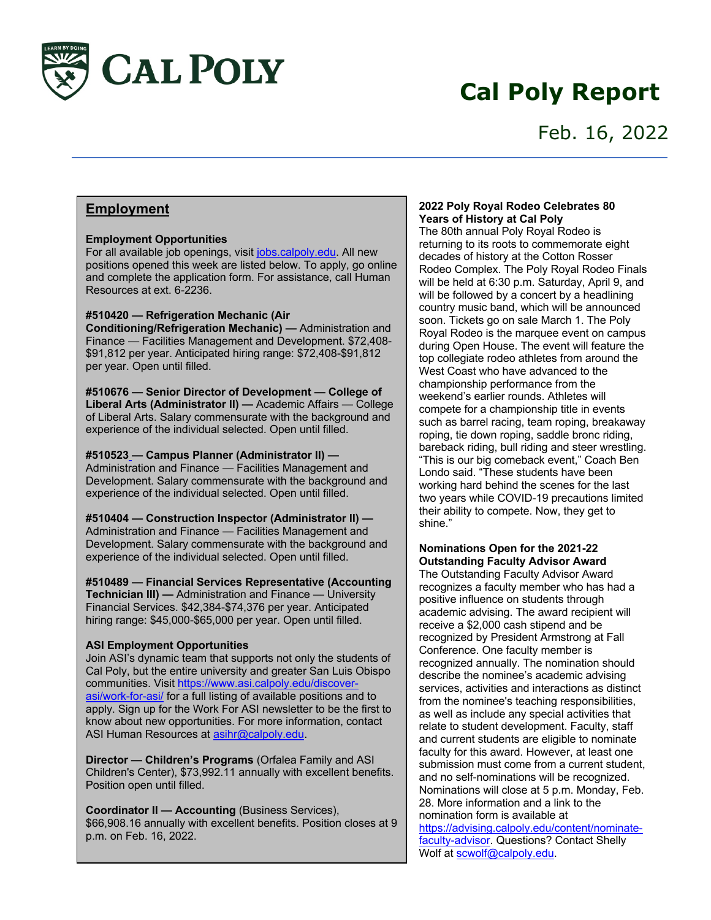# Cal Poly Report

Feb. 16, 2022

## Employment

**Employment Opportunities**
For all available job openings, visit jobs.calpoly.edu. All new positions opened this week are listed below. To apply, go online and complete the application form. For assistance, call Human Resources at ext. 6-2236.

**#510420 — Refrigeration Mechanic (Air Conditioning/Refrigeration Mechanic) —** Administration and Finance — Facilities Management and Development. $72,408-$91,812 per year. Anticipated hiring range: $72,408-$91,812 per year. Open until filled.

**#510676 — Senior Director of Development — College of Liberal Arts (Administrator II) —** Academic Affairs — College of Liberal Arts. Salary commensurate with the background and experience of the individual selected. Open until filled.

**#510523 — Campus Planner (Administrator II) —** Administration and Finance — Facilities Management and Development. Salary commensurate with the background and experience of the individual selected. Open until filled.

**#510404 — Construction Inspector (Administrator II) —** Administration and Finance — Facilities Management and Development. Salary commensurate with the background and experience of the individual selected. Open until filled.

**#510489 — Financial Services Representative (Accounting Technician III) —** Administration and Finance — University Financial Services. $42,384-$74,376 per year. Anticipated hiring range: $45,000-$65,000 per year. Open until filled.

**ASI Employment Opportunities**
Join ASI's dynamic team that supports not only the students of Cal Poly, but the entire university and greater San Luis Obispo communities. Visit https://www.asi.calpoly.edu/discover-asi/work-for-asi/ for a full listing of available positions and to apply. Sign up for the Work For ASI newsletter to be the first to know about new opportunities. For more information, contact ASI Human Resources at asihr@calpoly.edu.

**Director — Children's Programs** (Orfalea Family and ASI Children's Center), $73,992.11 annually with excellent benefits. Position open until filled.

**Coordinator II — Accounting** (Business Services), $66,908.16 annually with excellent benefits. Position closes at 9 p.m. on Feb. 16, 2022.

**2022 Poly Royal Rodeo Celebrates 80 Years of History at Cal Poly**
The 80th annual Poly Royal Rodeo is returning to its roots to commemorate eight decades of history at the Cotton Rosser Rodeo Complex. The Poly Royal Rodeo Finals will be held at 6:30 p.m. Saturday, April 9, and will be followed by a concert by a headlining country music band, which will be announced soon. Tickets go on sale March 1. The Poly Royal Rodeo is the marquee event on campus during Open House. The event will feature the top collegiate rodeo athletes from around the West Coast who have advanced to the championship performance from the weekend's earlier rounds. Athletes will compete for a championship title in events such as barrel racing, team roping, breakaway roping, tie down roping, saddle bronc riding, bareback riding, bull riding and steer wrestling. "This is our big comeback event," Coach Ben Londo said. "These students have been working hard behind the scenes for the last two years while COVID-19 precautions limited their ability to compete. Now, they get to shine."

**Nominations Open for the 2021-22 Outstanding Faculty Advisor Award**
The Outstanding Faculty Advisor Award recognizes a faculty member who has had a positive influence on students through academic advising. The award recipient will receive a $2,000 cash stipend and be recognized by President Armstrong at Fall Conference. One faculty member is recognized annually. The nomination should describe the nominee's academic advising services, activities and interactions as distinct from the nominee's teaching responsibilities, as well as include any special activities that relate to student development. Faculty, staff and current students are eligible to nominate faculty for this award. However, at least one submission must come from a current student, and no self-nominations will be recognized. Nominations will close at 5 p.m. Monday, Feb. 28. More information and a link to the nomination form is available at https://advising.calpoly.edu/content/nominate-faculty-advisor. Questions? Contact Shelly Wolf at scwolf@calpoly.edu.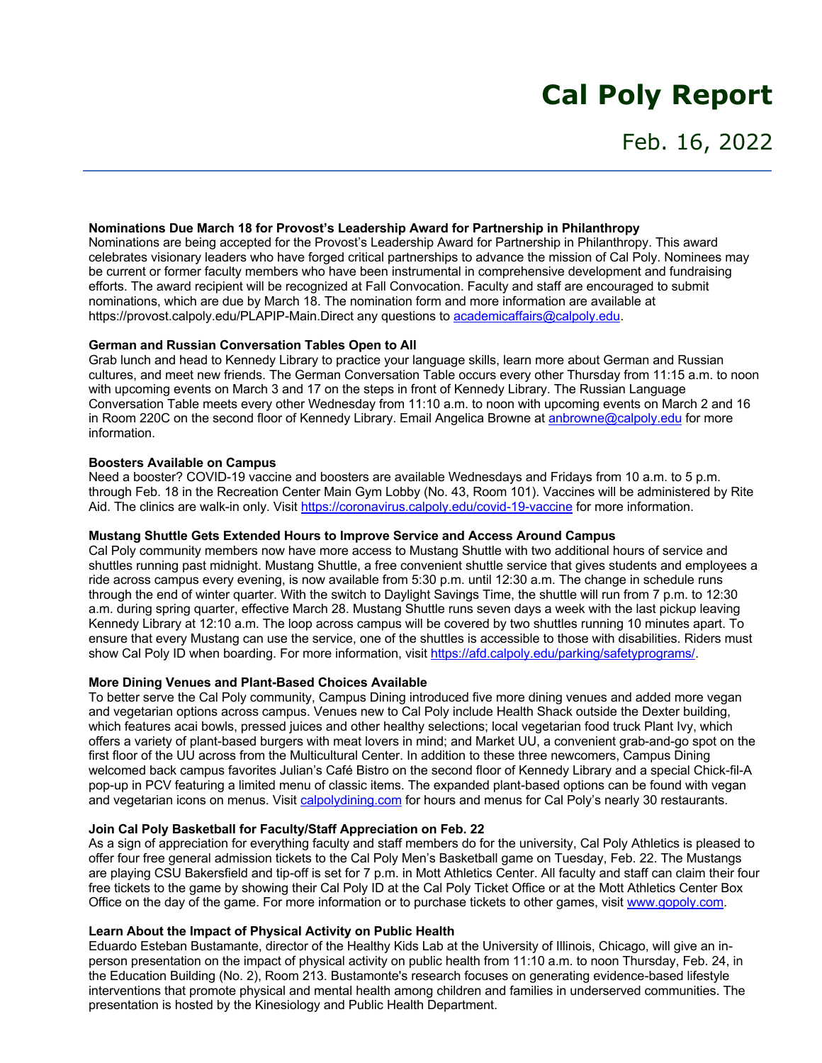# Cal Poly Report

Feb. 16, 2022

**Nominations Due March 18 for Provost's Leadership Award for Partnership in Philanthropy**

Nominations are being accepted for the Provost's Leadership Award for Partnership in Philanthropy. This award celebrates visionary leaders who have forged critical partnerships to advance the mission of Cal Poly. Nominees may be current or former faculty members who have been instrumental in comprehensive development and fundraising efforts. The award recipient will be recognized at Fall Convocation. Faculty and staff are encouraged to submit nominations, which are due by March 18. The nomination form and more information are available at https://provost.calpoly.edu/PLAPIP-Main.Direct any questions to academicaffairs@calpoly.edu.

**German and Russian Conversation Tables Open to All**

Grab lunch and head to Kennedy Library to practice your language skills, learn more about German and Russian cultures, and meet new friends. The German Conversation Table occurs every other Thursday from 11:15 a.m. to noon with upcoming events on March 3 and 17 on the steps in front of Kennedy Library. The Russian Language Conversation Table meets every other Wednesday from 11:10 a.m. to noon with upcoming events on March 2 and 16 in Room 220C on the second floor of Kennedy Library. Email Angelica Browne at anbrowne@calpoly.edu for more information.

**Boosters Available on Campus**

Need a booster? COVID-19 vaccine and boosters are available Wednesdays and Fridays from 10 a.m. to 5 p.m. through Feb. 18 in the Recreation Center Main Gym Lobby (No. 43, Room 101). Vaccines will be administered by Rite Aid. The clinics are walk-in only. Visit https://coronavirus.calpoly.edu/covid-19-vaccine for more information.

**Mustang Shuttle Gets Extended Hours to Improve Service and Access Around Campus**

Cal Poly community members now have more access to Mustang Shuttle with two additional hours of service and shuttles running past midnight. Mustang Shuttle, a free convenient shuttle service that gives students and employees a ride across campus every evening, is now available from 5:30 p.m. until 12:30 a.m. The change in schedule runs through the end of winter quarter. With the switch to Daylight Savings Time, the shuttle will run from 7 p.m. to 12:30 a.m. during spring quarter, effective March 28. Mustang Shuttle runs seven days a week with the last pickup leaving Kennedy Library at 12:10 a.m. The loop across campus will be covered by two shuttles running 10 minutes apart. To ensure that every Mustang can use the service, one of the shuttles is accessible to those with disabilities. Riders must show Cal Poly ID when boarding. For more information, visit https://afd.calpoly.edu/parking/safetyprograms/.

**More Dining Venues and Plant-Based Choices Available**

To better serve the Cal Poly community, Campus Dining introduced five more dining venues and added more vegan and vegetarian options across campus. Venues new to Cal Poly include Health Shack outside the Dexter building, which features acai bowls, pressed juices and other healthy selections; local vegetarian food truck Plant Ivy, which offers a variety of plant-based burgers with meat lovers in mind; and Market UU, a convenient grab-and-go spot on the first floor of the UU across from the Multicultural Center. In addition to these three newcomers, Campus Dining welcomed back campus favorites Julian's Café Bistro on the second floor of Kennedy Library and a special Chick-fil-A pop-up in PCV featuring a limited menu of classic items. The expanded plant-based options can be found with vegan and vegetarian icons on menus. Visit calpolydining.com for hours and menus for Cal Poly's nearly 30 restaurants.

**Join Cal Poly Basketball for Faculty/Staff Appreciation on Feb. 22**

As a sign of appreciation for everything faculty and staff members do for the university, Cal Poly Athletics is pleased to offer four free general admission tickets to the Cal Poly Men's Basketball game on Tuesday, Feb. 22. The Mustangs are playing CSU Bakersfield and tip-off is set for 7 p.m. in Mott Athletics Center. All faculty and staff can claim their four free tickets to the game by showing their Cal Poly ID at the Cal Poly Ticket Office or at the Mott Athletics Center Box Office on the day of the game. For more information or to purchase tickets to other games, visit www.gopoly.com.

**Learn About the Impact of Physical Activity on Public Health**

Eduardo Esteban Bustamante, director of the Healthy Kids Lab at the University of Illinois, Chicago, will give an in-person presentation on the impact of physical activity on public health from 11:10 a.m. to noon Thursday, Feb. 24, in the Education Building (No. 2), Room 213. Bustamonte's research focuses on generating evidence-based lifestyle interventions that promote physical and mental health among children and families in underserved communities. The presentation is hosted by the Kinesiology and Public Health Department.